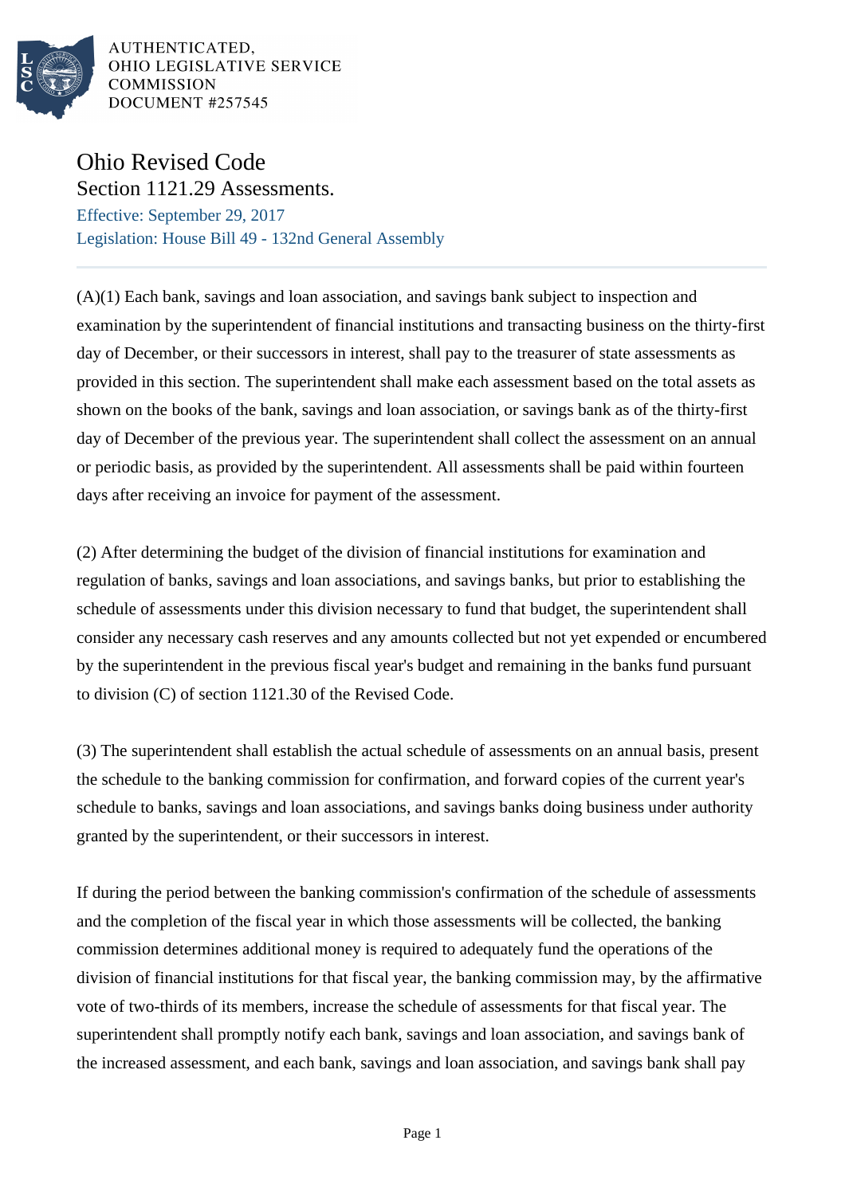AUTHENTICATED,
OHIO LEGISLATIVE SERVICE
COMMISSION
DOCUMENT #257545

# Ohio Revised Code

## Section 1121.29 Assessments.

Effective: September 29, 2017

Legislation: House Bill 49 - 132nd General Assembly

---

(A)(1) Each bank, savings and loan association, and savings bank subject to inspection and examination by the superintendent of financial institutions and transacting business on the thirty-first day of December, or their successors in interest, shall pay to the treasurer of state assessments as provided in this section. The superintendent shall make each assessment based on the total assets as shown on the books of the bank, savings and loan association, or savings bank as of the thirty-first day of December of the previous year. The superintendent shall collect the assessment on an annual or periodic basis, as provided by the superintendent. All assessments shall be paid within fourteen days after receiving an invoice for payment of the assessment.

(2) After determining the budget of the division of financial institutions for examination and regulation of banks, savings and loan associations, and savings banks, but prior to establishing the schedule of assessments under this division necessary to fund that budget, the superintendent shall consider any necessary cash reserves and any amounts collected but not yet expended or encumbered by the superintendent in the previous fiscal year's budget and remaining in the banks fund pursuant to division (C) of section 1121.30 of the Revised Code.

(3) The superintendent shall establish the actual schedule of assessments on an annual basis, present the schedule to the banking commission for confirmation, and forward copies of the current year's schedule to banks, savings and loan associations, and savings banks doing business under authority granted by the superintendent, or their successors in interest.

If during the period between the banking commission's confirmation of the schedule of assessments and the completion of the fiscal year in which those assessments will be collected, the banking commission determines additional money is required to adequately fund the operations of the division of financial institutions for that fiscal year, the banking commission may, by the affirmative vote of two-thirds of its members, increase the schedule of assessments for that fiscal year. The superintendent shall promptly notify each bank, savings and loan association, and savings bank of the increased assessment, and each bank, savings and loan association, and savings bank shall pay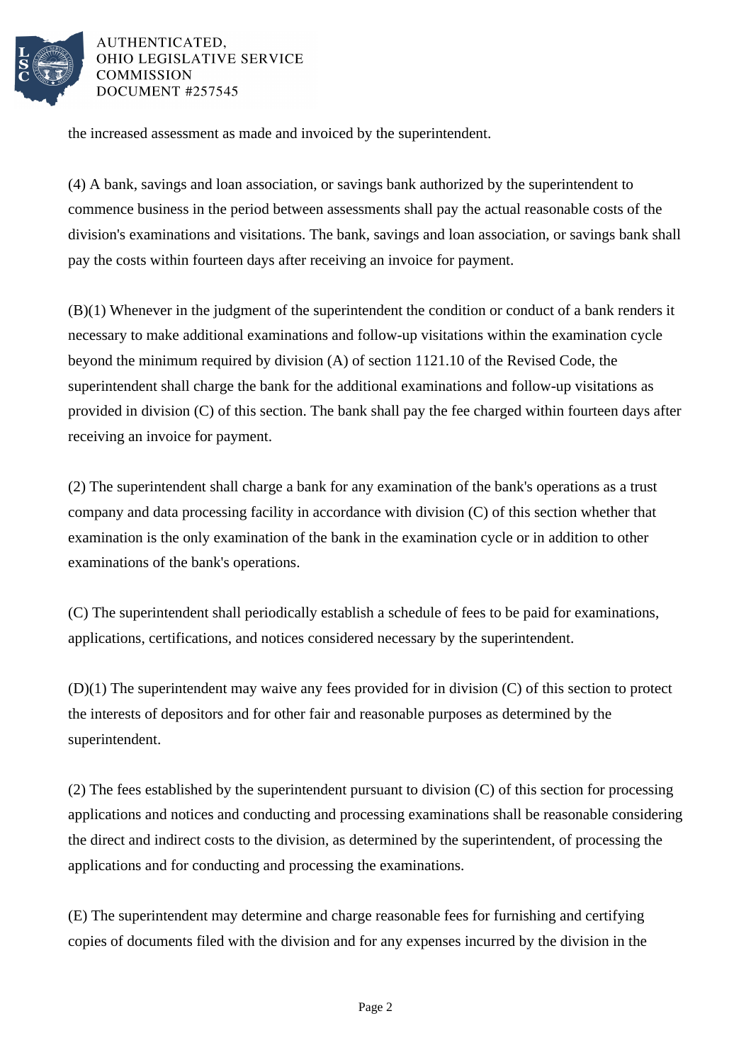the increased assessment as made and invoiced by the superintendent.

(4) A bank, savings and loan association, or savings bank authorized by the superintendent to commence business in the period between assessments shall pay the actual reasonable costs of the division's examinations and visitations. The bank, savings and loan association, or savings bank shall pay the costs within fourteen days after receiving an invoice for payment.

(B)(1) Whenever in the judgment of the superintendent the condition or conduct of a bank renders it necessary to make additional examinations and follow-up visitations within the examination cycle beyond the minimum required by division (A) of section 1121.10 of the Revised Code, the superintendent shall charge the bank for the additional examinations and follow-up visitations as provided in division (C) of this section. The bank shall pay the fee charged within fourteen days after receiving an invoice for payment.

(2) The superintendent shall charge a bank for any examination of the bank's operations as a trust company and data processing facility in accordance with division (C) of this section whether that examination is the only examination of the bank in the examination cycle or in addition to other examinations of the bank's operations.

(C) The superintendent shall periodically establish a schedule of fees to be paid for examinations, applications, certifications, and notices considered necessary by the superintendent.

(D)(1) The superintendent may waive any fees provided for in division (C) of this section to protect the interests of depositors and for other fair and reasonable purposes as determined by the superintendent.

(2) The fees established by the superintendent pursuant to division (C) of this section for processing applications and notices and conducting and processing examinations shall be reasonable considering the direct and indirect costs to the division, as determined by the superintendent, of processing the applications and for conducting and processing the examinations.

(E) The superintendent may determine and charge reasonable fees for furnishing and certifying copies of documents filed with the division and for any expenses incurred by the division in the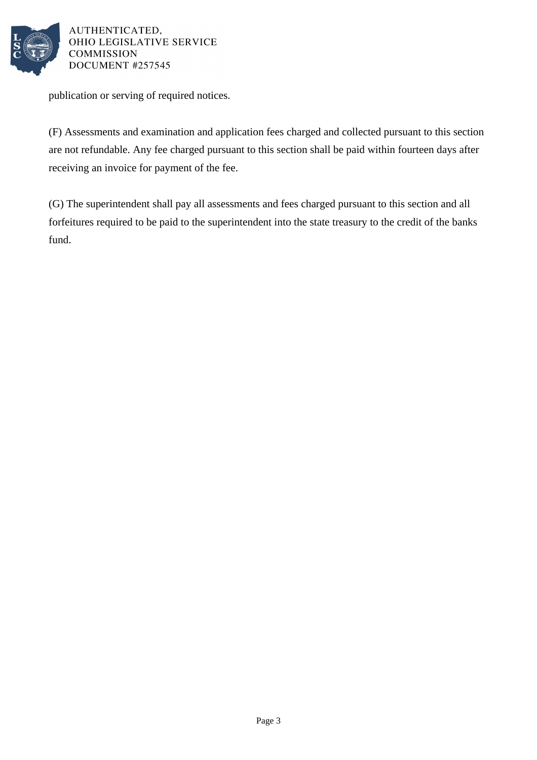publication or serving of required notices.

(F) Assessments and examination and application fees charged and collected pursuant to this section are not refundable. Any fee charged pursuant to this section shall be paid within fourteen days after receiving an invoice for payment of the fee.

(G) The superintendent shall pay all assessments and fees charged pursuant to this section and all forfeitures required to be paid to the superintendent into the state treasury to the credit of the banks fund.